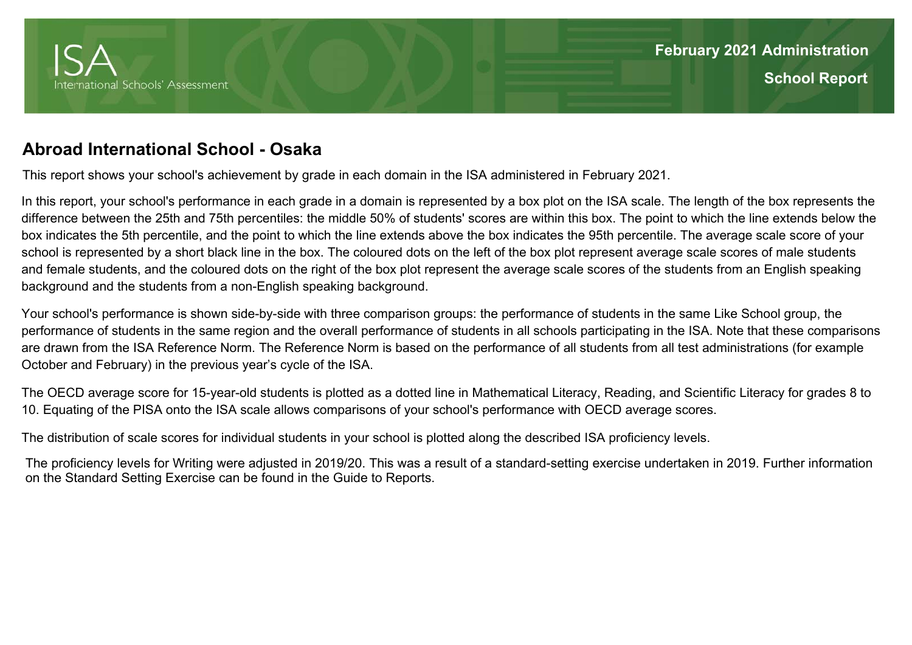# ISA

International Schools' Assessment

**February 2021 Administration**

**School Report**

## Abroad International School - Osaka

This report shows your school's achievement by grade in each domain in the ISA administered in February 2021.

In this report, your school's performance in each grade in a domain is represented by a box plot on the ISA scale. The length of the box represents the difference between the 25th and 75th percentiles: the middle 50% of students' scores are within this box. The point to which the line extends below the box indicates the 5th percentile, and the point to which the line extends above the box indicates the 95th percentile. The average scale score of your school is represented by a short black line in the box. The coloured dots on the left of the box plot represent average scale scores of male students and female students, and the coloured dots on the right of the box plot represent the average scale scores of the students from an English speaking background and the students from a non-English speaking background.

Your school's performance is shown side-by-side with three comparison groups: the performance of students in the same Like School group, the performance of students in the same region and the overall performance of students in all schools participating in the ISA. Note that these comparisons are drawn from the ISA Reference Norm. The Reference Norm is based on the performance of all students from all test administrations (for example October and February) in the previous year's cycle of the ISA.

The OECD average score for 15-year-old students is plotted as a dotted line in Mathematical Literacy, Reading, and Scientific Literacy for grades 8 to 10. Equating of the PISA onto the ISA scale allows comparisons of your school's performance with OECD average scores.

The distribution of scale scores for individual students in your school is plotted along the described ISA proficiency levels.

The proficiency levels for Writing were adjusted in 2019/20. This was a result of a standard-setting exercise undertaken in 2019. Further information on the Standard Setting Exercise can be found in the Guide to Reports.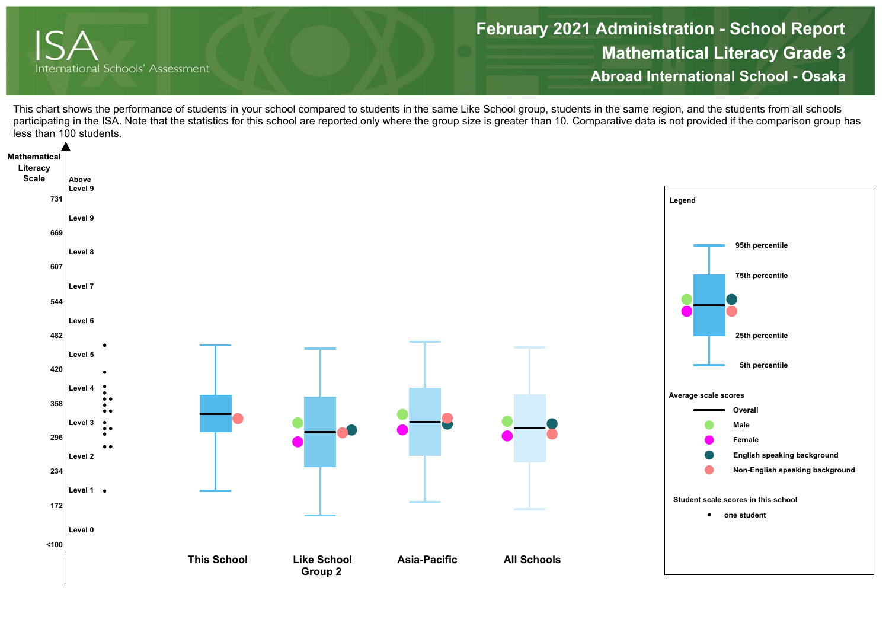# February 2021 Administration - School Report

## Mathematical Literacy Grade 3

### Abroad International School - Osaka

This chart shows the performance of students in your school compared to students in the same Like School group, students in the same region, and the students from all schools participating in the ISA. Note that the statistics for this school are reported only where the group size is greater than 10. Comparative data is not provided if the comparison group has less than 100 students.

**Mathematical Literacy Scale**

| Scale score | Level |
| --- | --- |
| | Above Level 9 |
| 731 | |
| | Level 9 |
| 669 | |
| | Level 8 |
| 607 | |
| | Level 7 |
| 544 | |
| | Level 6 |
| 482 | |
| | Level 5 |
| 420 | |
| | Level 4 |
| 358 | |
| | Level 3 |
| 296 | |
| | Level 2 |
| 234 | |
| | Level 1 |
| 172 | |
| | Level 0 |
| <100 | |

Groups: This School, Like School Group 2, Asia-Pacific, All Schools

**Legend**

- 95th percentile
- 75th percentile
- 25th percentile
- 5th percentile

**Average scale scores**

- Overall
- Male
- Female
- English speaking background
- Non-English speaking background

**Student scale scores in this school**

- one student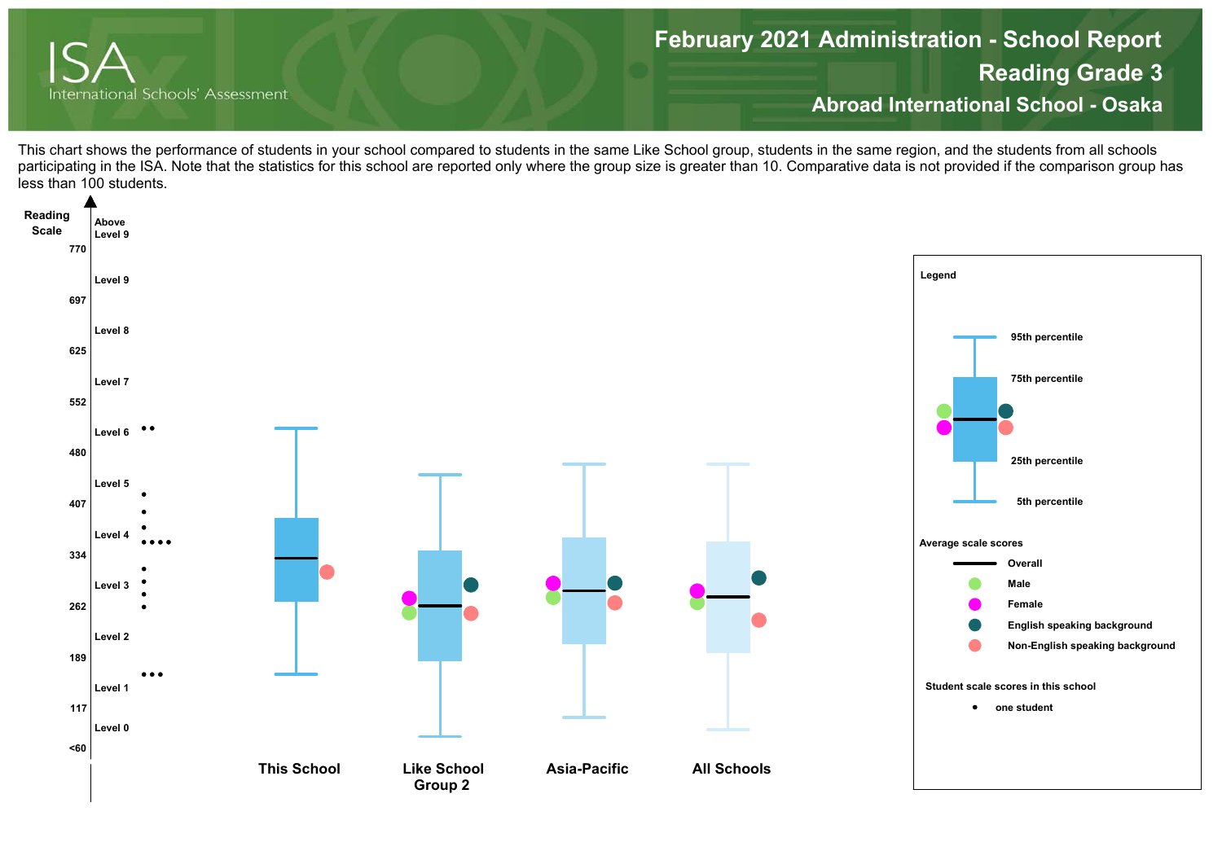# February 2021 Administration - School Report
## Reading Grade 3
## Abroad International School - Osaka

This chart shows the performance of students in your school compared to students in the same Like School group, students in the same region, and the students from all schools participating in the ISA. Note that the statistics for this school are reported only where the group size is greater than 10. Comparative data is not provided if the comparison group has less than 100 students.

Reading Scale

| Scale | Level |
| --- | --- |
| | Above Level 9 |
| 770 | |
| | Level 9 |
| 697 | |
| | Level 8 |
| 625 | |
| | Level 7 |
| 552 | |
| | Level 6 |
| 480 | |
| | Level 5 |
| 407 | |
| | Level 4 |
| 334 | |
| | Level 3 |
| 262 | |
| | Level 2 |
| 189 | |
| | Level 1 |
| 117 | |
| | Level 0 |
| <60 | |

This School | Like School Group 2 | Asia-Pacific | All Schools

**Legend**

- 95th percentile
- 75th percentile
- 25th percentile
- 5th percentile

**Average scale scores**

- Overall
- Male
- Female
- English speaking background
- Non-English speaking background

**Student scale scores in this school**

- one student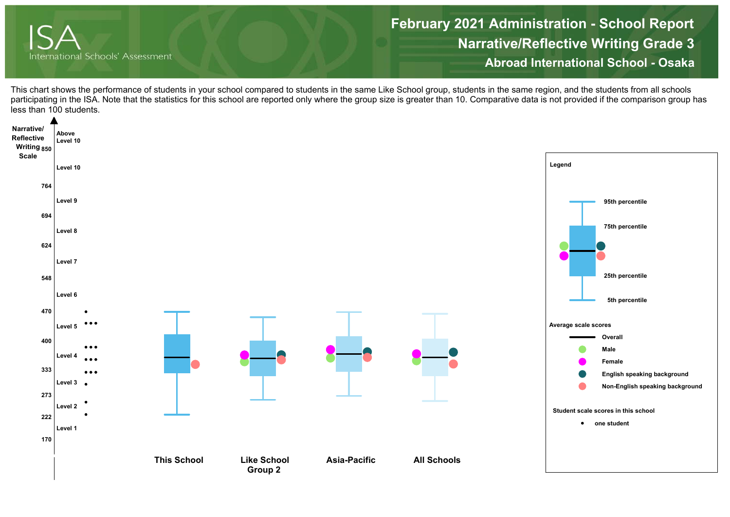# February 2021 Administration - School Report

## Narrative/Reflective Writing Grade 3

### Abroad International School - Osaka

This chart shows the performance of students in your school compared to students in the same Like School group, students in the same region, and the students from all schools participating in the ISA. Note that the statistics for this school are reported only where the group size is greater than 10. Comparative data is not provided if the comparison group has less than 100 students.

Narrative/Reflective Writing Scale

| Scale score | Level |
| --- | --- |
| | Above Level 10 |
| 850 | |
| | Level 10 |
| 764 | |
| | Level 9 |
| 694 | |
| | Level 8 |
| 624 | |
| | Level 7 |
| 548 | |
| | Level 6 |
| 470 | |
| | Level 5 |
| 400 | |
| | Level 4 |
| 333 | |
| | Level 3 |
| 273 | |
| | Level 2 |
| 222 | |
| | Level 1 |
| 170 | |

This School | Like School Group 2 | Asia-Pacific | All Schools

**Legend**

- 95th percentile
- 75th percentile
- 25th percentile
- 5th percentile

**Average scale scores**

- Overall
- Male
- Female
- English speaking background
- Non-English speaking background

**Student scale scores in this school**

- • one student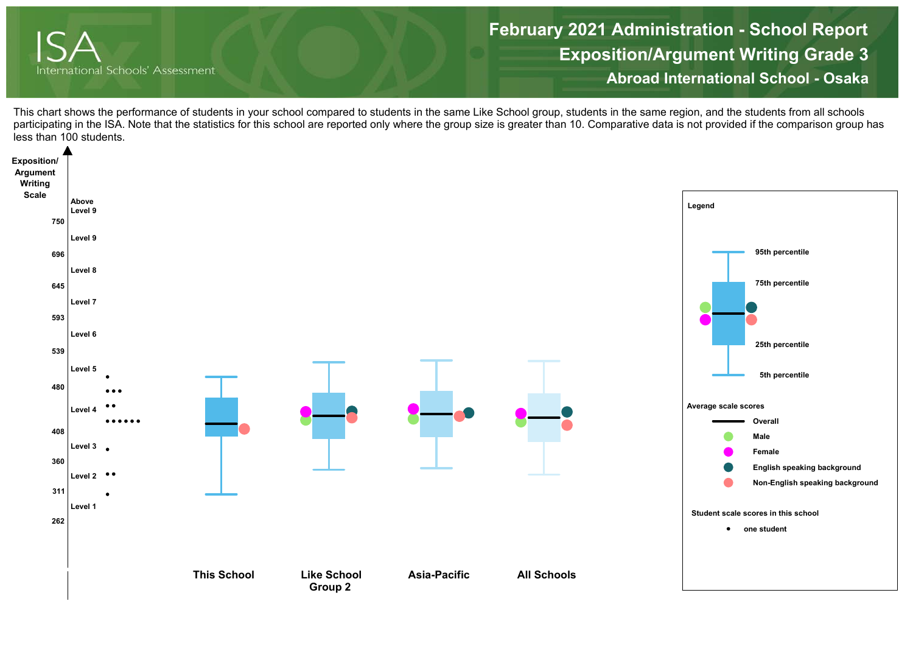# February 2021 Administration - School Report

## Exposition/Argument Writing Grade 3

### Abroad International School - Osaka

This chart shows the performance of students in your school compared to students in the same Like School group, students in the same region, and the students from all schools participating in the ISA. Note that the statistics for this school are reported only where the group size is greater than 10. Comparative data is not provided if the comparison group has less than 100 students.

Exposition/ Argument Writing Scale

| Scale score | Level |
|---|---|
| | Above Level 9 |
| 750 | |
| | Level 9 |
| 696 | |
| | Level 8 |
| 645 | |
| | Level 7 |
| 593 | |
| | Level 6 |
| 539 | |
| | Level 5 |
| 480 | |
| | Level 4 |
| 408 | |
| | Level 3 |
| 360 | |
| | Level 2 |
| 311 | |
| | Level 1 |
| 262 | |

This School | Like School Group 2 | Asia-Pacific | All Schools

**Legend**

- 95th percentile
- 75th percentile
- 25th percentile
- 5th percentile

**Average scale scores**

- Overall
- Male
- Female
- English speaking background
- Non-English speaking background

**Student scale scores in this school**

- • one student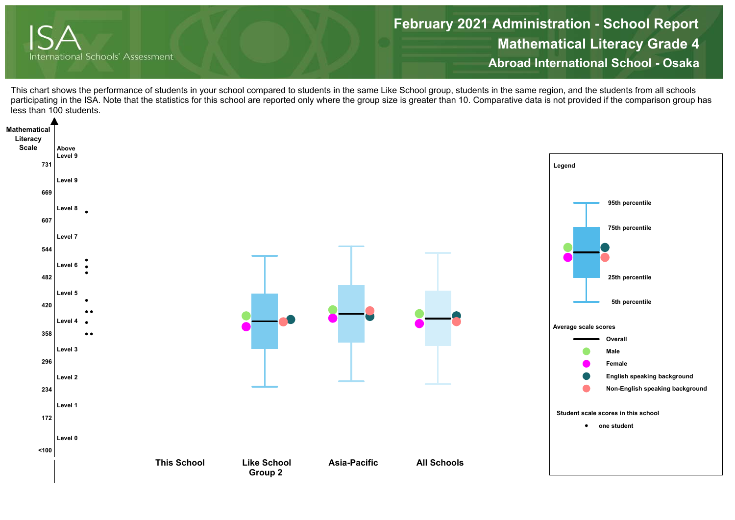# February 2021 Administration - School Report

## Mathematical Literacy Grade 4

### Abroad International School - Osaka

This chart shows the performance of students in your school compared to students in the same Like School group, students in the same region, and the students from all schools participating in the ISA. Note that the statistics for this school are reported only where the group size is greater than 10. Comparative data is not provided if the comparison group has less than 100 students.

**Mathematical Literacy Scale**

| Scale | Level |
|---|---|
| | Above Level 9 |
| 731 | |
| | Level 9 |
| 669 | |
| | Level 8 |
| 607 | |
| | Level 7 |
| 544 | |
| | Level 6 |
| 482 | |
| | Level 5 |
| 420 | |
| | Level 4 |
| 358 | |
| | Level 3 |
| 296 | |
| | Level 2 |
| 234 | |
| | Level 1 |
| 172 | |
| | Level 0 |
| <100 | |

**This School** | **Like School Group 2** | **Asia-Pacific** | **All Schools**

**Legend**

- 95th percentile
- 75th percentile
- 25th percentile
- 5th percentile

**Average scale scores**

- Overall
- Male
- Female
- English speaking background
- Non-English speaking background

**Student scale scores in this school**

- one student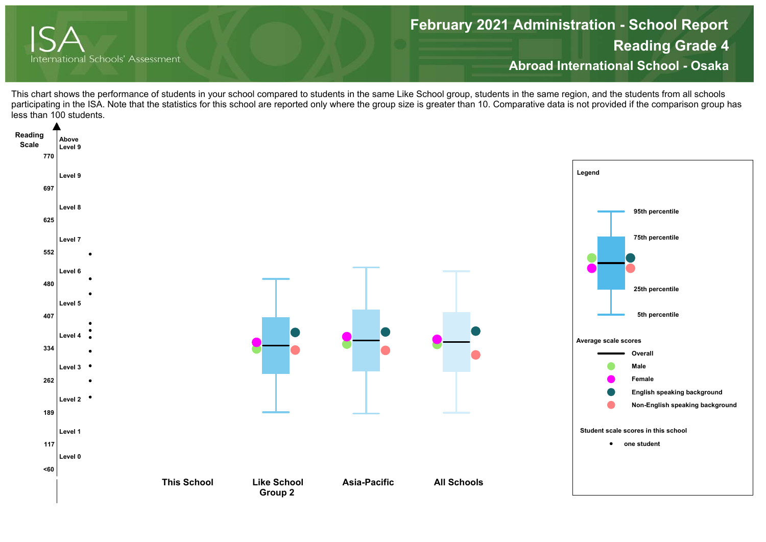# February 2021 Administration - School Report

## Reading Grade 4

## Abroad International School - Osaka

This chart shows the performance of students in your school compared to students in the same Like School group, students in the same region, and the students from all schools participating in the ISA. Note that the statistics for this school are reported only where the group size is greater than 10. Comparative data is not provided if the comparison group has less than 100 students.

**Reading Scale**

| Scale | Level |
|---|---|
| | Above Level 9 |
| 770 | |
| | Level 9 |
| 697 | |
| | Level 8 |
| 625 | |
| | Level 7 |
| 552 | |
| | Level 6 |
| 480 | |
| | Level 5 |
| 407 | |
| | Level 4 |
| 334 | |
| | Level 3 |
| 262 | |
| | Level 2 |
| 189 | |
| | Level 1 |
| 117 | |
| | Level 0 |
| <60 | |

**This School** | **Like School Group 2** | **Asia-Pacific** | **All Schools**

**Legend**

- 95th percentile
- 75th percentile
- 25th percentile
- 5th percentile

**Average scale scores**

- Overall
- Male
- Female
- English speaking background
- Non-English speaking background

**Student scale scores in this school**

- one student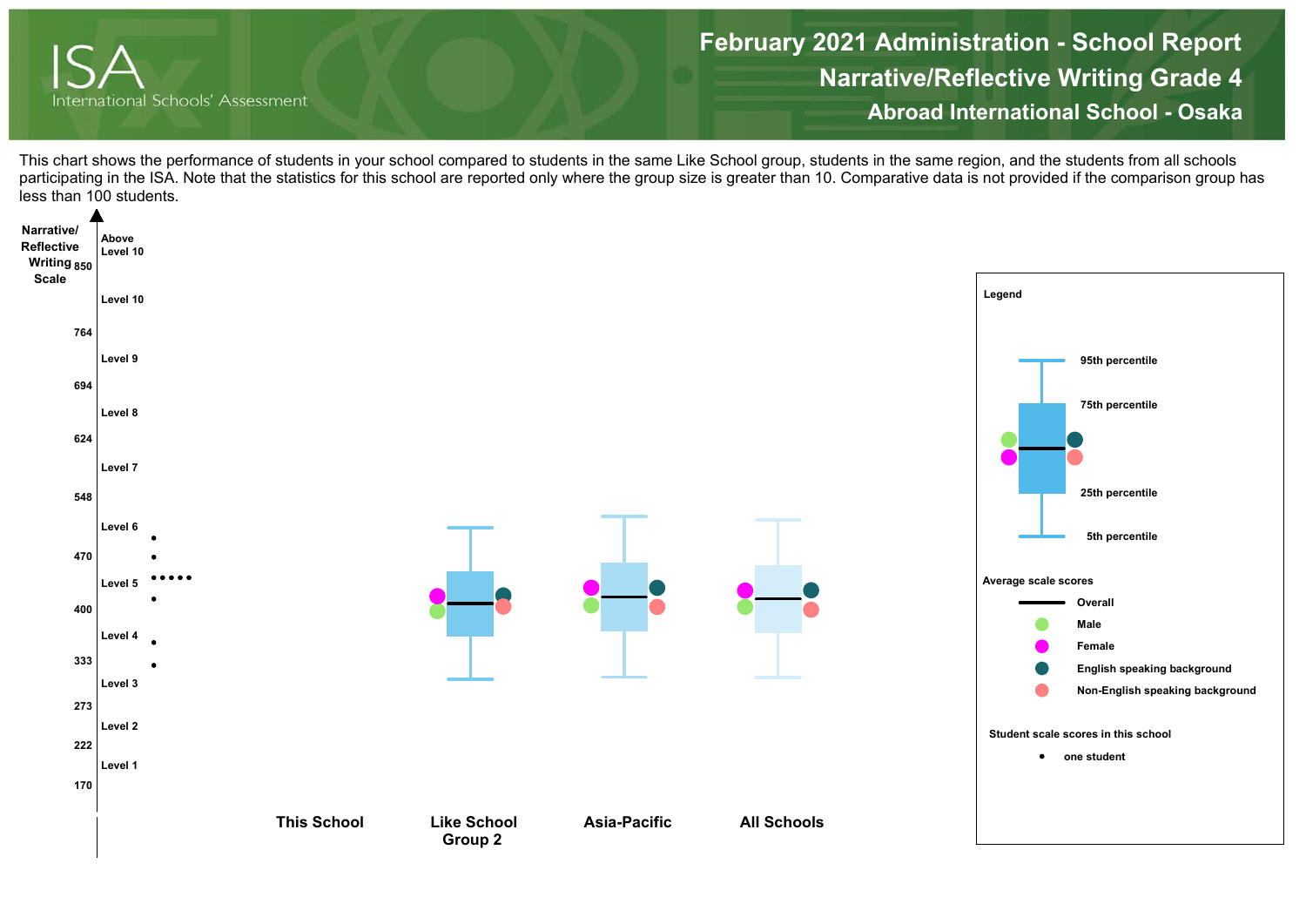# February 2021 Administration - School Report

## Narrative/Reflective Writing Grade 4

### Abroad International School - Osaka

This chart shows the performance of students in your school compared to students in the same Like School group, students in the same region, and the students from all schools participating in the ISA. Note that the statistics for this school are reported only where the group size is greater than 10. Comparative data is not provided if the comparison group has less than 100 students.

Narrative/Reflective Writing Scale

| Scale | Level |
|---|---|
| | Above Level 10 |
| 850 | |
| | Level 10 |
| 764 | |
| | Level 9 |
| 694 | |
| | Level 8 |
| 624 | |
| | Level 7 |
| 548 | |
| | Level 6 |
| 470 | |
| | Level 5 |
| 400 | |
| | Level 4 |
| 333 | |
| | Level 3 |
| 273 | |
| | Level 2 |
| 222 | |
| | Level 1 |
| 170 | |

This School | Like School Group 2 | Asia-Pacific | All Schools

**Legend**

- 95th percentile
- 75th percentile
- 25th percentile
- 5th percentile

**Average scale scores**

- Overall
- Male
- Female
- English speaking background
- Non-English speaking background

**Student scale scores in this school**

- one student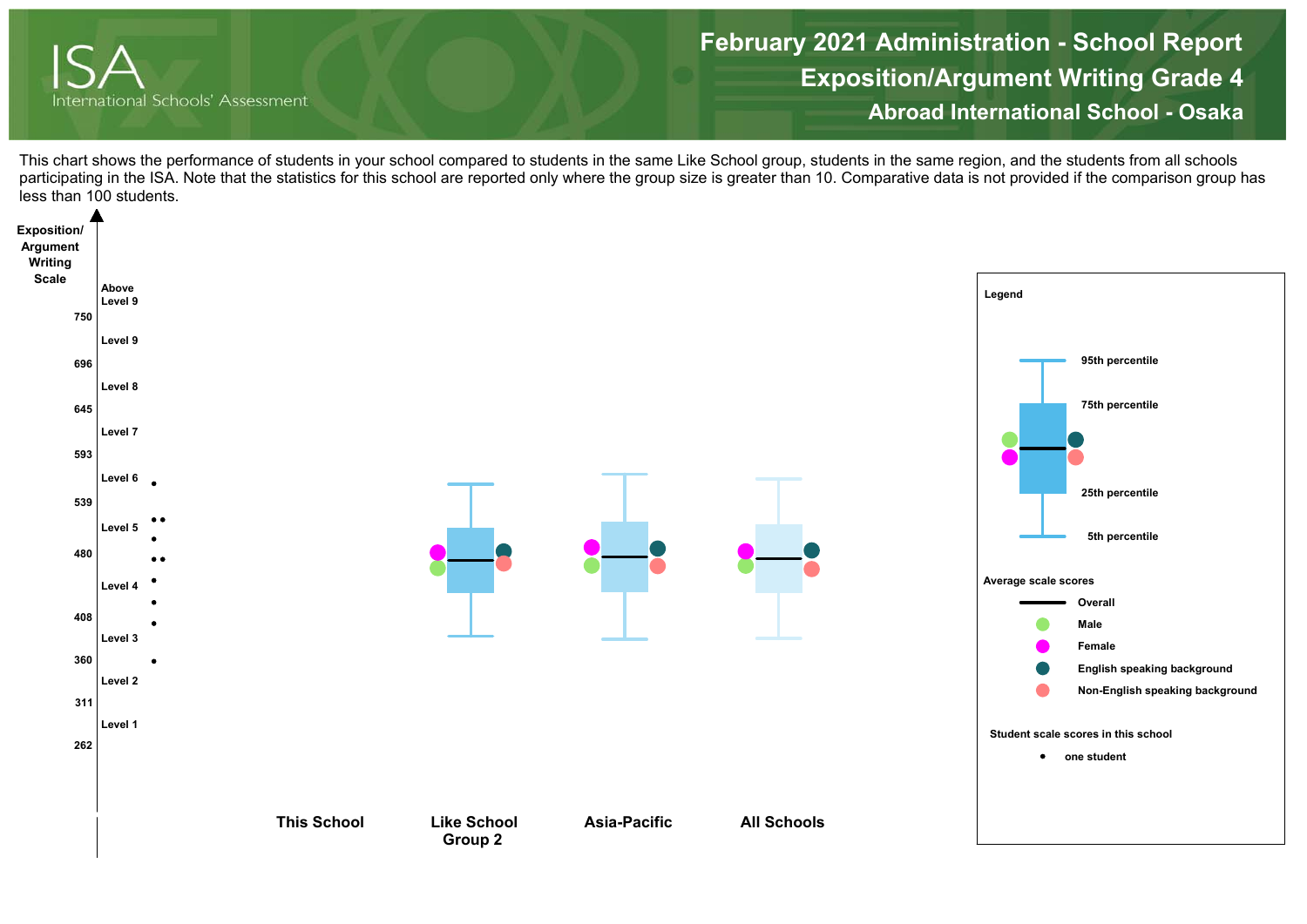# February 2021 Administration - School Report

## Exposition/Argument Writing Grade 4

### Abroad International School - Osaka

This chart shows the performance of students in your school compared to students in the same Like School group, students in the same region, and the students from all schools participating in the ISA. Note that the statistics for this school are reported only where the group size is greater than 10. Comparative data is not provided if the comparison group has less than 100 students.

Exposition/Argument Writing Scale

Above Level 9
750
Level 9
696
Level 8
645
Level 7
593
Level 6
539
Level 5
480
Level 4
408
Level 3
360
Level 2
311
Level 1
262

This School | Like School Group 2 | Asia-Pacific | All Schools

**Legend**

- 95th percentile
- 75th percentile
- 25th percentile
- 5th percentile

**Average scale scores**

- Overall
- Male
- Female
- English speaking background
- Non-English speaking background

**Student scale scores in this school**

- one student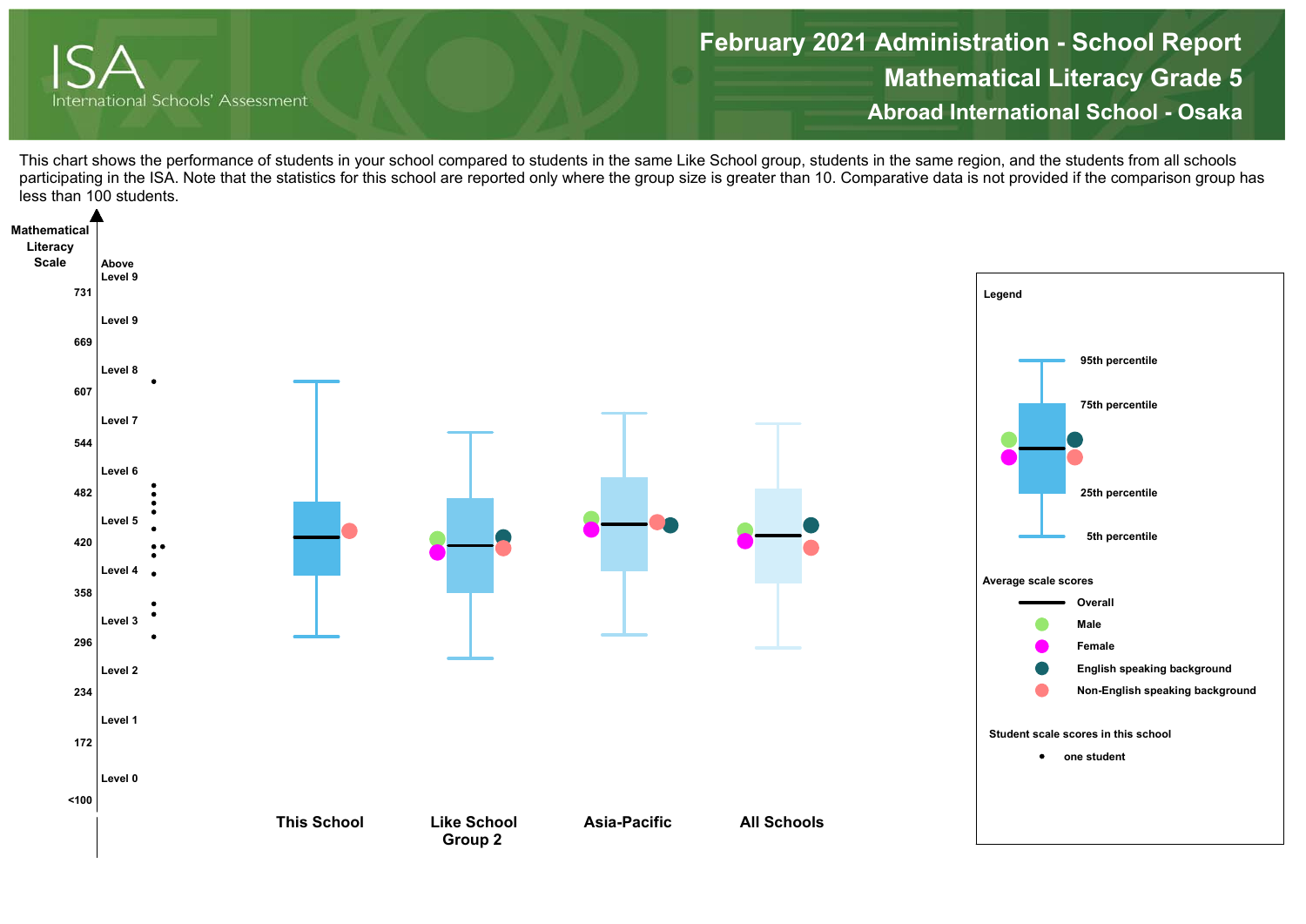# February 2021 Administration - School Report

## Mathematical Literacy Grade 5

### Abroad International School - Osaka

This chart shows the performance of students in your school compared to students in the same Like School group, students in the same region, and the students from all schools participating in the ISA. Note that the statistics for this school are reported only where the group size is greater than 10. Comparative data is not provided if the comparison group has less than 100 students.

**Mathematical Literacy Scale**

| Scale | Level |
|---|---|
| | Above Level 9 |
| 731 | |
| | Level 9 |
| 669 | |
| | Level 8 |
| 607 | |
| | Level 7 |
| 544 | |
| | Level 6 |
| 482 | |
| | Level 5 |
| 420 | |
| | Level 4 |
| 358 | |
| | Level 3 |
| 296 | |
| | Level 2 |
| 234 | |
| | Level 1 |
| 172 | |
| | Level 0 |
| <100 | |

This School | Like School Group 2 | Asia-Pacific | All Schools

**Legend**

- 95th percentile
- 75th percentile
- 25th percentile
- 5th percentile

**Average scale scores**

- Overall
- Male
- Female
- English speaking background
- Non-English speaking background

**Student scale scores in this school**

- one student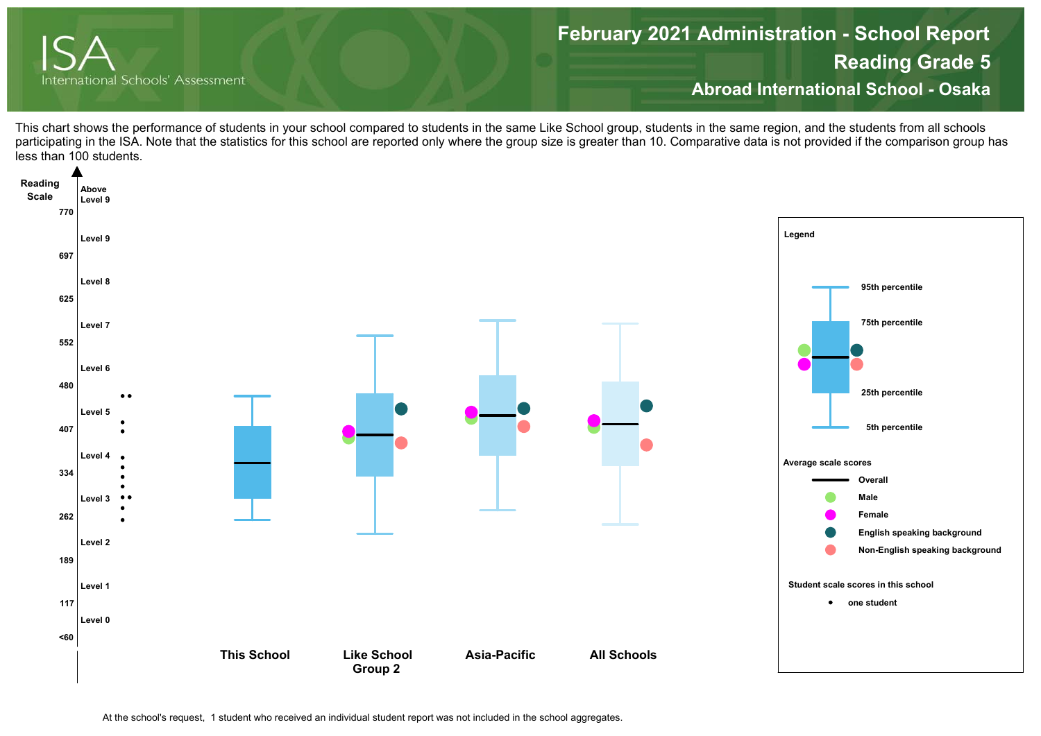# February 2021 Administration - School Report

## Reading Grade 5

### Abroad International School - Osaka

This chart shows the performance of students in your school compared to students in the same Like School group, students in the same region, and the students from all schools participating in the ISA. Note that the statistics for this school are reported only where the group size is greater than 10. Comparative data is not provided if the comparison group has less than 100 students.

Reading Scale

| Scale | Level |
|---|---|
| | Above Level 9 |
| 770 | |
| | Level 9 |
| 697 | |
| | Level 8 |
| 625 | |
| | Level 7 |
| 552 | |
| | Level 6 |
| 480 | |
| | Level 5 |
| 407 | |
| | Level 4 |
| 334 | |
| | Level 3 |
| 262 | |
| | Level 2 |
| 189 | |
| | Level 1 |
| 117 | |
| | Level 0 |
| <60 | |

This School | Like School Group 2 | Asia-Pacific | All Schools

**Legend**

- 95th percentile
- 75th percentile
- 25th percentile
- 5th percentile

**Average scale scores**

- Overall
- Male
- Female
- English speaking background
- Non-English speaking background

**Student scale scores in this school**

- one student

At the school's request, 1 student who received an individual student report was not included in the school aggregates.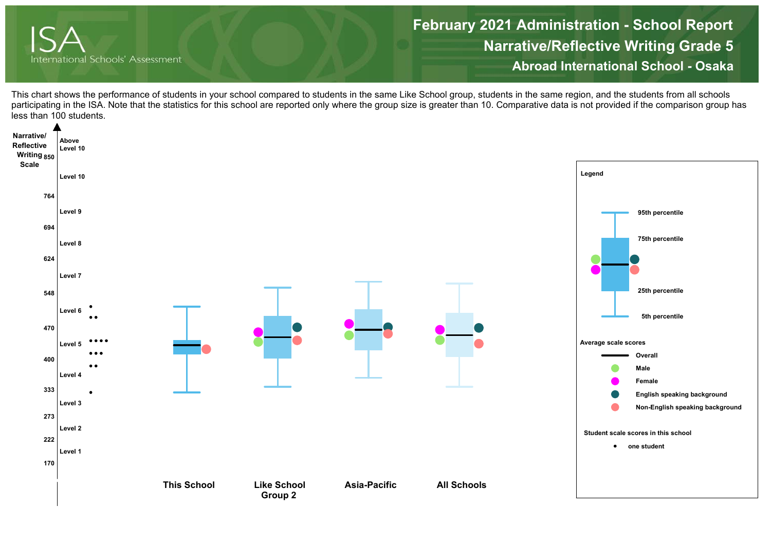# February 2021 Administration - School Report

## Narrative/Reflective Writing Grade 5

### Abroad International School - Osaka

This chart shows the performance of students in your school compared to students in the same Like School group, students in the same region, and the students from all schools participating in the ISA. Note that the statistics for this school are reported only where the group size is greater than 10. Comparative data is not provided if the comparison group has less than 100 students.

Narrative/Reflective Writing Scale

| Scale | Level |
|---|---|
| | Above Level 10 |
| 850 | |
| | Level 10 |
| 764 | |
| | Level 9 |
| 694 | |
| | Level 8 |
| 624 | |
| | Level 7 |
| 548 | |
| | Level 6 |
| 470 | |
| | Level 5 |
| 400 | |
| | Level 4 |
| 333 | |
| | Level 3 |
| 273 | |
| | Level 2 |
| 222 | |
| | Level 1 |
| 170 | |

This School | Like School Group 2 | Asia-Pacific | All Schools

**Legend**

- 95th percentile
- 75th percentile
- 25th percentile
- 5th percentile

**Average scale scores**

- Overall
- Male
- Female
- English speaking background
- Non-English speaking background

**Student scale scores in this school**

- one student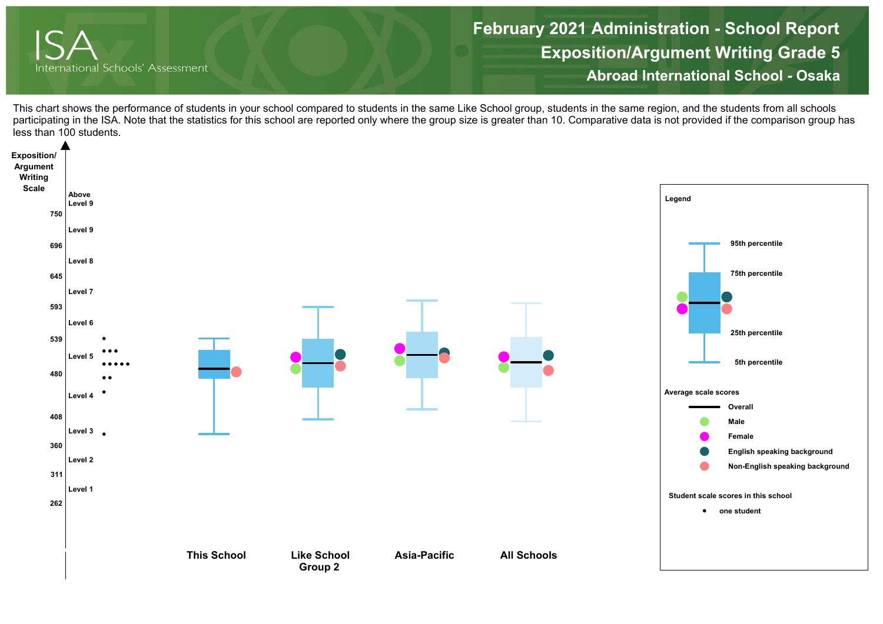# February 2021 Administration - School Report

## Exposition/Argument Writing Grade 5

### Abroad International School - Osaka

This chart shows the performance of students in your school compared to students in the same Like School group, students in the same region, and the students from all schools participating in the ISA. Note that the statistics for this school are reported only where the group size is greater than 10. Comparative data is not provided if the comparison group has less than 100 students.

**Exposition/Argument Writing Scale**

| Scale score | Level |
|---|---|
| | Above Level 9 |
| 750 | |
| | Level 9 |
| 696 | |
| | Level 8 |
| 645 | |
| | Level 7 |
| 593 | |
| | Level 6 |
| 539 | |
| | Level 5 |
| 480 | |
| | Level 4 |
| 408 | |
| | Level 3 |
| 360 | |
| | Level 2 |
| 311 | |
| | Level 1 |
| 262 | |

Groups: This School, Like School Group 2, Asia-Pacific, All Schools

**Legend**

- 95th percentile
- 75th percentile
- 25th percentile
- 5th percentile

**Average scale scores**

- Overall
- Male
- Female
- English speaking background
- Non-English speaking background

**Student scale scores in this school**

- • one student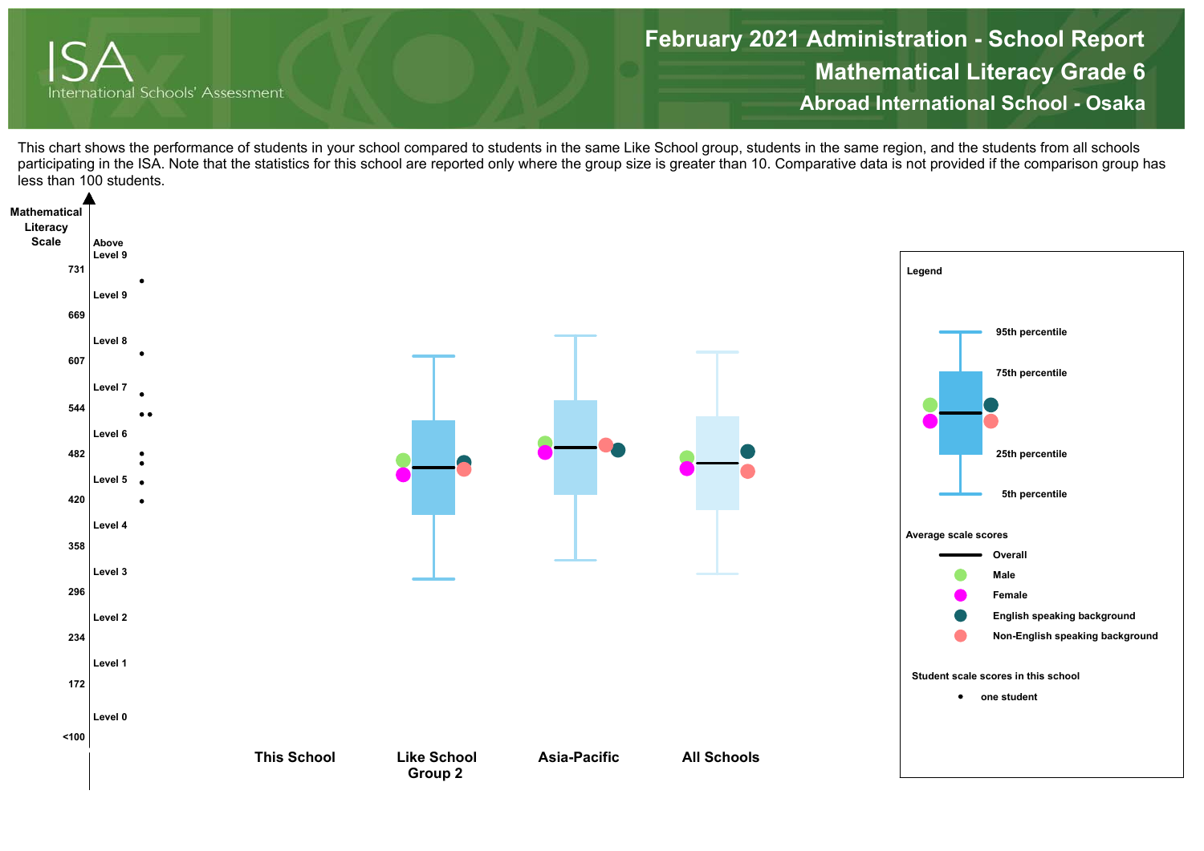# February 2021 Administration - School Report

## Mathematical Literacy Grade 6

### Abroad International School - Osaka

ISA International Schools' Assessment

This chart shows the performance of students in your school compared to students in the same Like School group, students in the same region, and the students from all schools participating in the ISA. Note that the statistics for this school are reported only where the group size is greater than 10. Comparative data is not provided if the comparison group has less than 100 students.

**Mathematical Literacy Scale**

| Scale | Level |
|---|---|
| | Above Level 9 |
| 731 | |
| | Level 9 |
| 669 | |
| | Level 8 |
| 607 | |
| | Level 7 |
| 544 | |
| | Level 6 |
| 482 | |
| | Level 5 |
| 420 | |
| | Level 4 |
| 358 | |
| | Level 3 |
| 296 | |
| | Level 2 |
| 234 | |
| | Level 1 |
| 172 | |
| | Level 0 |
| <100 | |

This School | Like School Group 2 | Asia-Pacific | All Schools

**Legend**

- 95th percentile
- 75th percentile
- 25th percentile
- 5th percentile

**Average scale scores**

- Overall
- Male
- Female
- English speaking background
- Non-English speaking background

**Student scale scores in this school**

- one student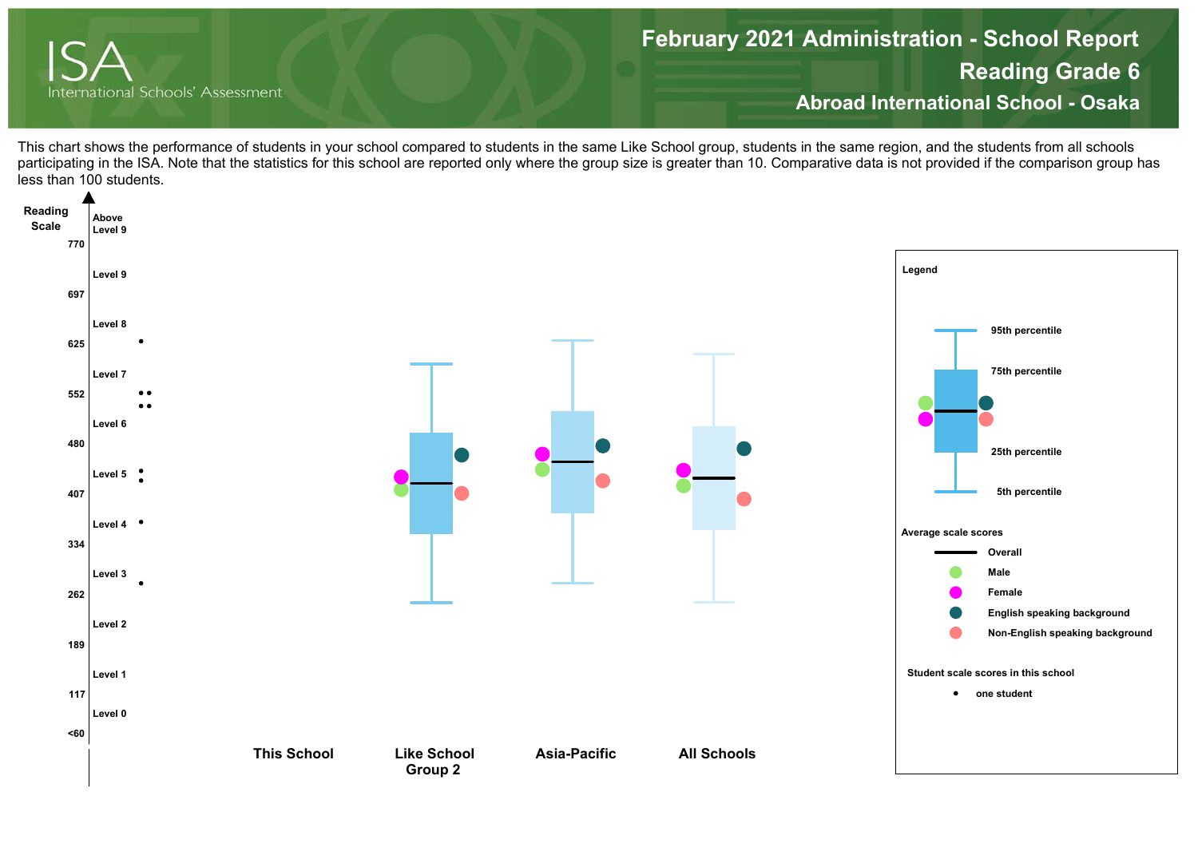# February 2021 Administration - School Report

## Reading Grade 6

### Abroad International School - Osaka

This chart shows the performance of students in your school compared to students in the same Like School group, students in the same region, and the students from all schools participating in the ISA. Note that the statistics for this school are reported only where the group size is greater than 10. Comparative data is not provided if the comparison group has less than 100 students.

**Reading Scale**

| Scale score | Level |
| --- | --- |
| | Above Level 9 |
| 770 | |
| | Level 9 |
| 697 | |
| | Level 8 |
| 625 | |
| | Level 7 |
| 552 | |
| | Level 6 |
| 480 | |
| | Level 5 |
| 407 | |
| | Level 4 |
| 334 | |
| | Level 3 |
| 262 | |
| | Level 2 |
| 189 | |
| | Level 1 |
| 117 | |
| | Level 0 |
| <60 | |

This School | Like School Group 2 | Asia-Pacific | All Schools

**Legend**

- 95th percentile
- 75th percentile
- 25th percentile
- 5th percentile

**Average scale scores**

- Overall
- Male
- Female
- English speaking background
- Non-English speaking background

**Student scale scores in this school**

- one student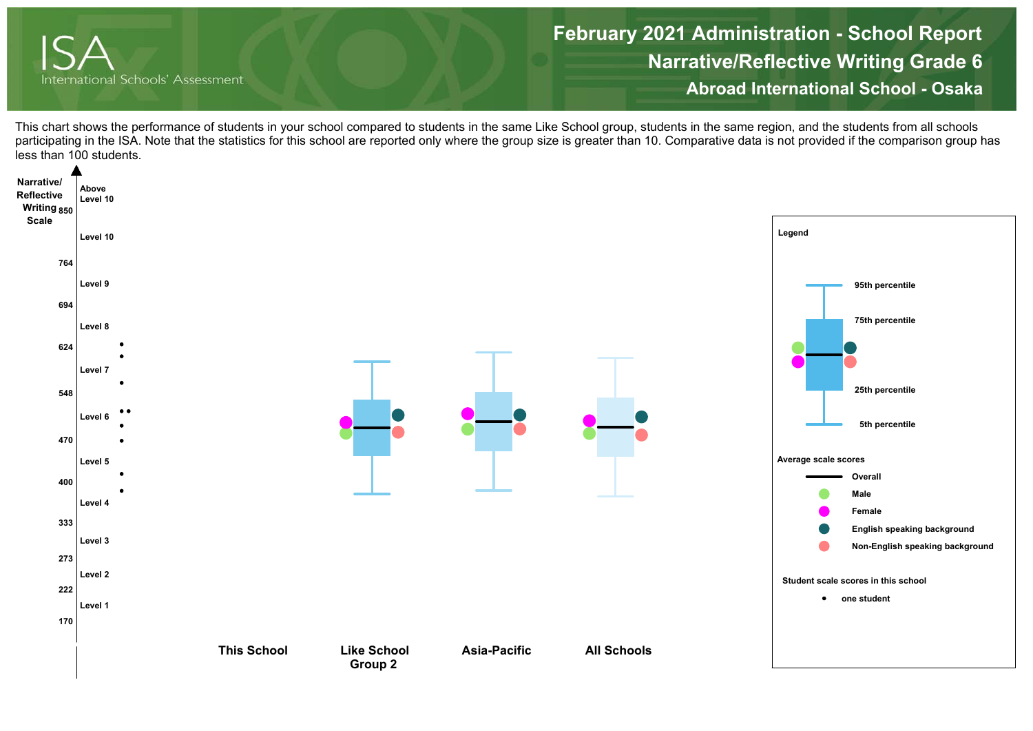# February 2021 Administration - School Report

## Narrative/Reflective Writing Grade 6

### Abroad International School - Osaka

This chart shows the performance of students in your school compared to students in the same Like School group, students in the same region, and the students from all schools participating in the ISA. Note that the statistics for this school are reported only where the group size is greater than 10. Comparative data is not provided if the comparison group has less than 100 students.

Narrative/Reflective Writing Scale

| Scale | Level |
|---|---|
| 850 | Above Level 10 |
| | Level 10 |
| 764 | |
| | Level 9 |
| 694 | |
| | Level 8 |
| 624 | |
| | Level 7 |
| 548 | |
| | Level 6 |
| 470 | |
| | Level 5 |
| 400 | |
| | Level 4 |
| 333 | |
| | Level 3 |
| 273 | |
| | Level 2 |
| 222 | |
| | Level 1 |
| 170 | |

This School | Like School Group 2 | Asia-Pacific | All Schools

**Legend**

- 95th percentile
- 75th percentile
- 25th percentile
- 5th percentile

**Average scale scores**

- Overall
- Male
- Female
- English speaking background
- Non-English speaking background

**Student scale scores in this school**

- one student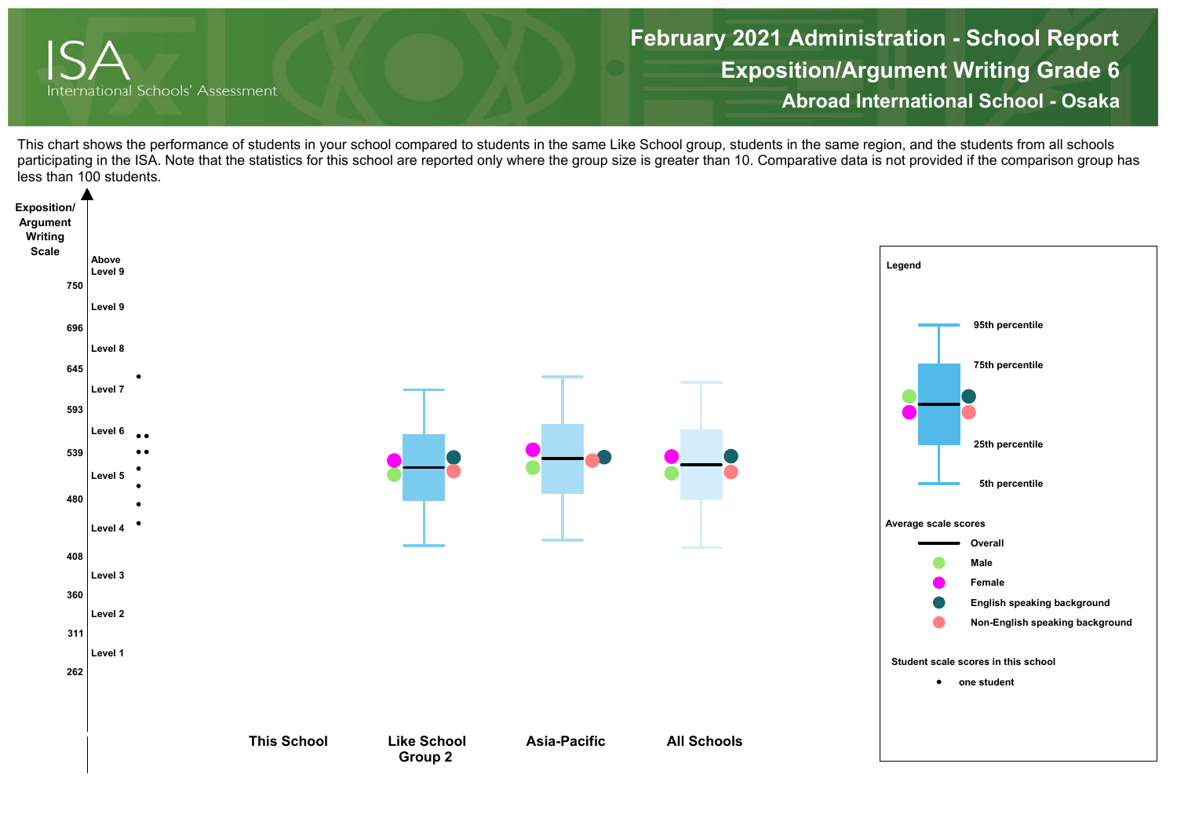# February 2021 Administration - School Report

## Exposition/Argument Writing Grade 6

### Abroad International School - Osaka

This chart shows the performance of students in your school compared to students in the same Like School group, students in the same region, and the students from all schools participating in the ISA. Note that the statistics for this school are reported only where the group size is greater than 10. Comparative data is not provided if the comparison group has less than 100 students.

**Exposition/Argument Writing Scale**

| Scale | Level |
|---|---|
| | Above Level 9 |
| 750 | |
| | Level 9 |
| 696 | |
| | Level 8 |
| 645 | |
| | Level 7 |
| 593 | |
| | Level 6 |
| 539 | |
| | Level 5 |
| 480 | |
| | Level 4 |
| 408 | |
| | Level 3 |
| 360 | |
| | Level 2 |
| 311 | |
| | Level 1 |
| 262 | |

This School | Like School Group 2 | Asia-Pacific | All Schools

**Legend**

- 95th percentile
- 75th percentile
- 25th percentile
- 5th percentile

**Average scale scores**

- Overall
- Male
- Female
- English speaking background
- Non-English speaking background

**Student scale scores in this school**

- • one student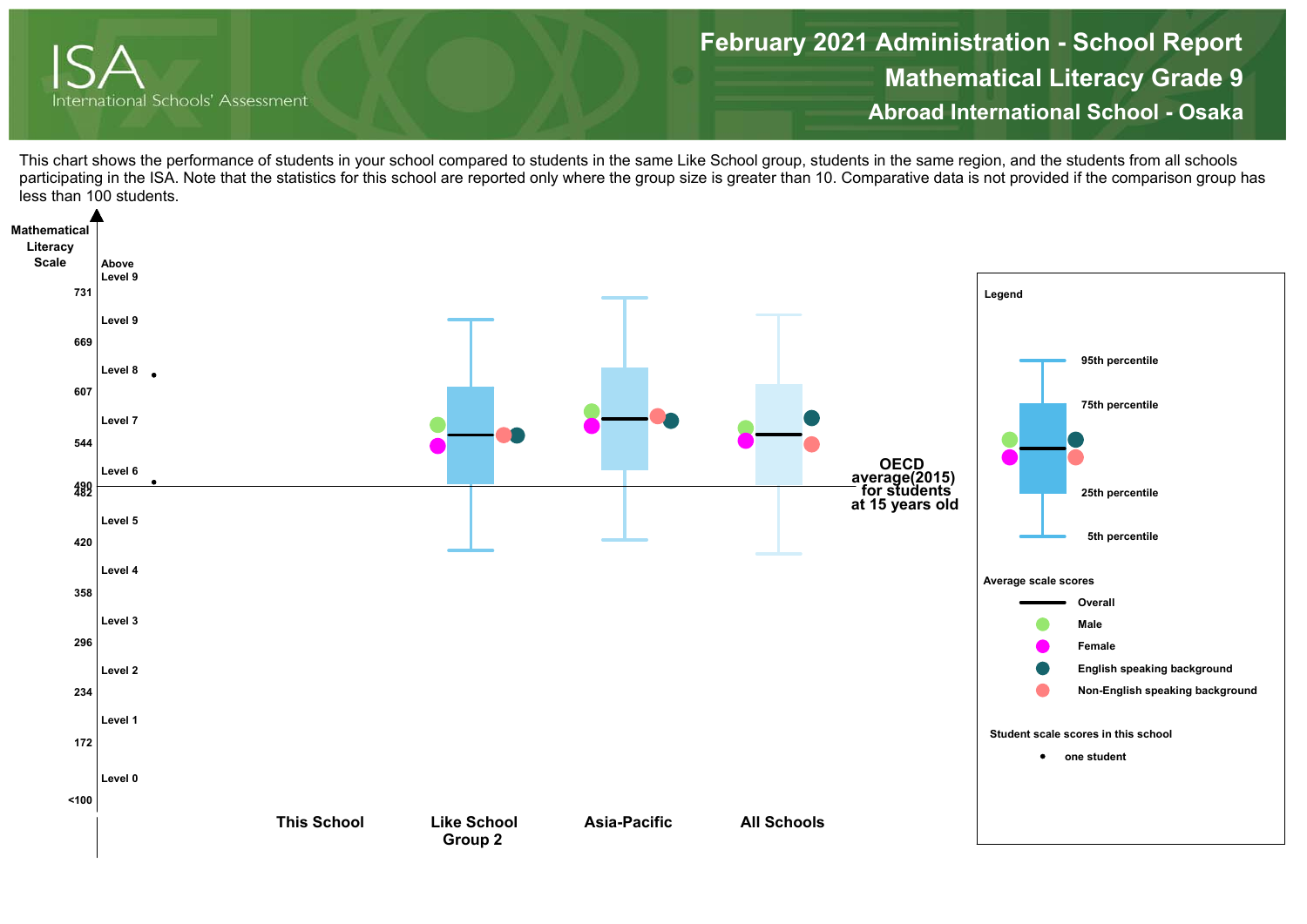# February 2021 Administration - School Report

## Mathematical Literacy Grade 9

## Abroad International School - Osaka

This chart shows the performance of students in your school compared to students in the same Like School group, students in the same region, and the students from all schools participating in the ISA. Note that the statistics for this school are reported only where the group size is greater than 10. Comparative data is not provided if the comparison group has less than 100 students.

Mathematical Literacy Scale

Above Level 9

731

Level 9

669

Level 8

607

Level 7

544

Level 6

490

482

Level 5

420

Level 4

358

Level 3

296

Level 2

234

Level 1

172

Level 0

<100

OECD average(2015) for students at 15 years old

This School | Like School Group 2 | Asia-Pacific | All Schools

**Legend**

95th percentile

75th percentile

25th percentile

5th percentile

**Average scale scores**

Overall

Male

Female

English speaking background

Non-English speaking background

**Student scale scores in this school**

one student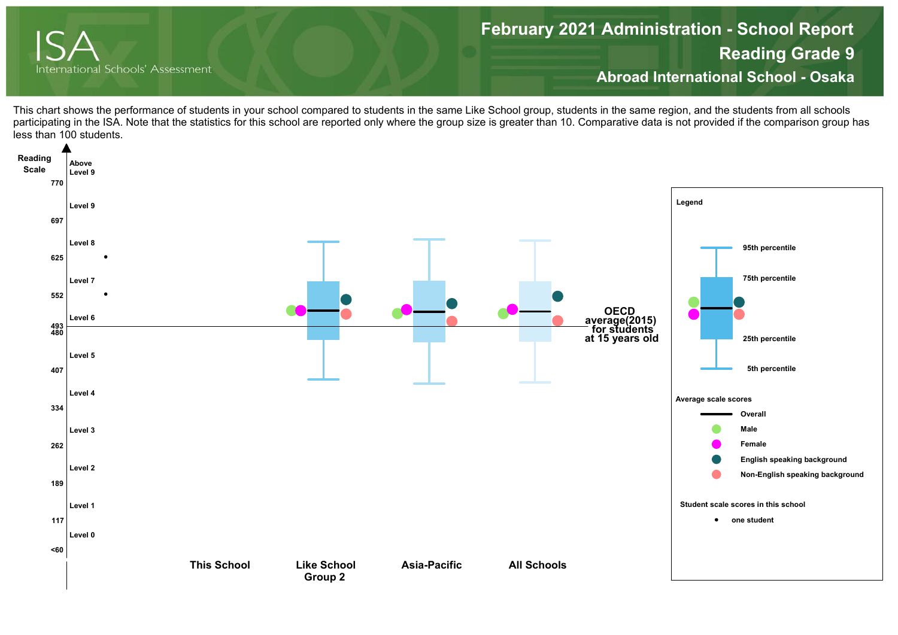# February 2021 Administration - School Report

## Reading Grade 9

## Abroad International School - Osaka

This chart shows the performance of students in your school compared to students in the same Like School group, students in the same region, and the students from all schools participating in the ISA. Note that the statistics for this school are reported only where the group size is greater than 10. Comparative data is not provided if the comparison group has less than 100 students.

Reading Scale

| Scale | Level |
|---|---|
| | Above Level 9 |
| 770 | |
| | Level 9 |
| 697 | |
| | Level 8 |
| 625 | |
| | Level 7 |
| 552 | |
| | Level 6 |
| 493 / 480 | |
| | Level 5 |
| 407 | |
| | Level 4 |
| 334 | |
| | Level 3 |
| 262 | |
| | Level 2 |
| 189 | |
| | Level 1 |
| 117 | |
| | Level 0 |
| <60 | |

OECD average(2015) for students at 15 years old

This School | Like School Group 2 | Asia-Pacific | All Schools

**Legend**

- 95th percentile
- 75th percentile
- 25th percentile
- 5th percentile

**Average scale scores**

- Overall
- Male
- Female
- English speaking background
- Non-English speaking background

**Student scale scores in this school**

- one student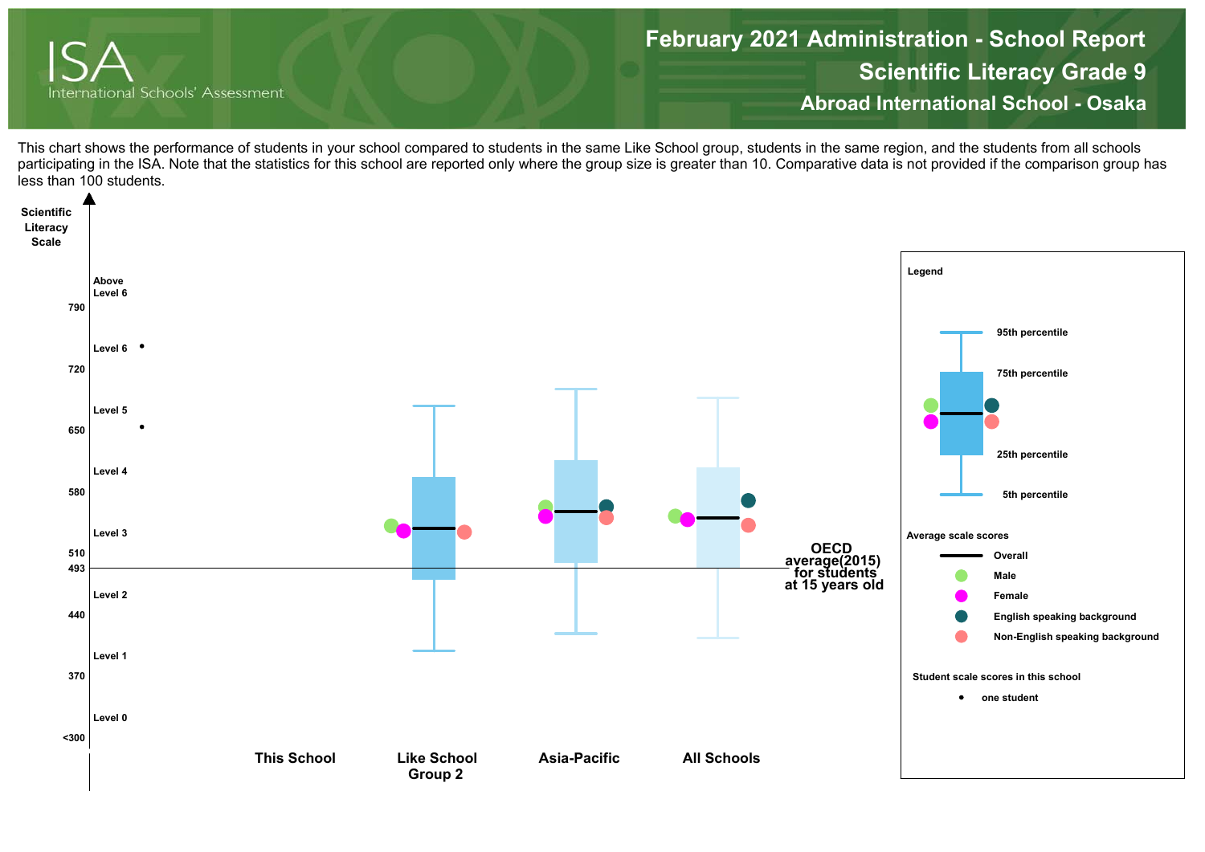# February 2021 Administration - School Report

## Scientific Literacy Grade 9

### Abroad International School - Osaka

This chart shows the performance of students in your school compared to students in the same Like School group, students in the same region, and the students from all schools participating in the ISA. Note that the statistics for this school are reported only where the group size is greater than 10. Comparative data is not provided if the comparison group has less than 100 students.

**Scientific Literacy Scale**

- Above Level 6
- 790
- Level 6
- 720
- Level 5
- 650
- Level 4
- 580
- Level 3
- 510
- 493
- Level 2
- 440
- Level 1
- 370
- Level 0
- <300

**OECD average(2015) for students at 15 years old**

**This School** | **Like School Group 2** | **Asia-Pacific** | **All Schools**

**Legend**

- 95th percentile
- 75th percentile
- 25th percentile
- 5th percentile

**Average scale scores**

- Overall
- Male
- Female
- English speaking background
- Non-English speaking background

**Student scale scores in this school**

- one student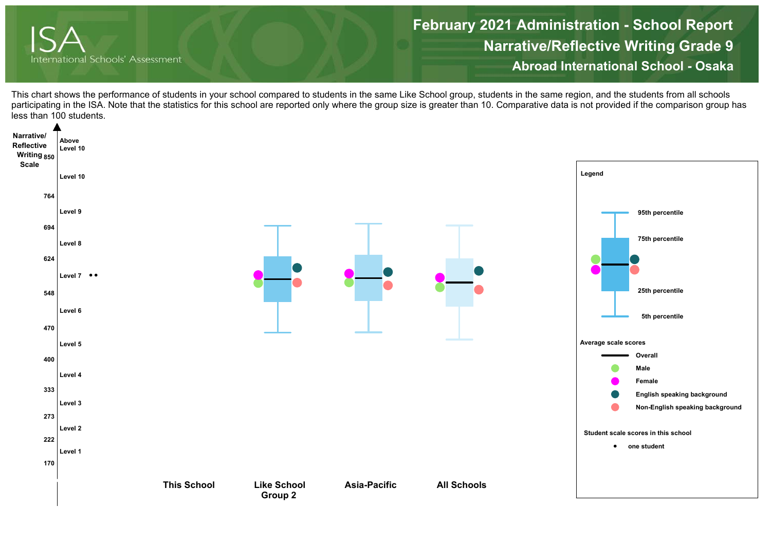# February 2021 Administration - School Report
## Narrative/Reflective Writing Grade 9
### Abroad International School - Osaka

ISA International Schools' Assessment

This chart shows the performance of students in your school compared to students in the same Like School group, students in the same region, and the students from all schools participating in the ISA. Note that the statistics for this school are reported only where the group size is greater than 10. Comparative data is not provided if the comparison group has less than 100 students.

Narrative/Reflective Writing Scale

| Scale | Level |
|---|---|
| | Above Level 10 |
| 850 | |
| | Level 10 |
| 764 | |
| | Level 9 |
| 694 | |
| | Level 8 |
| 624 | |
| | Level 7 |
| 548 | |
| | Level 6 |
| 470 | |
| | Level 5 |
| 400 | |
| | Level 4 |
| 333 | |
| | Level 3 |
| 273 | |
| | Level 2 |
| 222 | |
| | Level 1 |
| 170 | |

This School | Like School Group 2 | Asia-Pacific | All Schools

**Legend**

- 95th percentile
- 75th percentile
- 25th percentile
- 5th percentile

**Average scale scores**

- Overall
- Male
- Female
- English speaking background
- Non-English speaking background

**Student scale scores in this school**

- • one student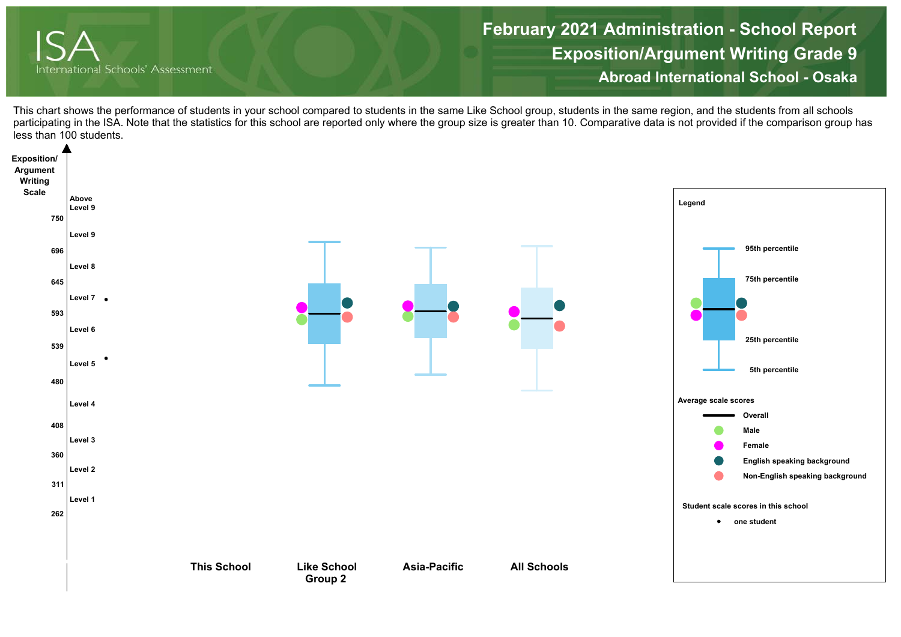# February 2021 Administration - School Report

## Exposition/Argument Writing Grade 9

### Abroad International School - Osaka

ISA
International Schools' Assessment

This chart shows the performance of students in your school compared to students in the same Like School group, students in the same region, and the students from all schools participating in the ISA. Note that the statistics for this school are reported only where the group size is greater than 10. Comparative data is not provided if the comparison group has less than 100 students.

Exposition/ Argument Writing Scale

Above Level 9
750
Level 9
696
Level 8
645
Level 7
593
Level 6
539
Level 5
480
Level 4
408
Level 3
360
Level 2
311
Level 1
262

This School
Like School Group 2
Asia-Pacific
All Schools

**Legend**

95th percentile
75th percentile
25th percentile
5th percentile

**Average scale scores**

Overall
Male
Female
English speaking background
Non-English speaking background

**Student scale scores in this school**

one student